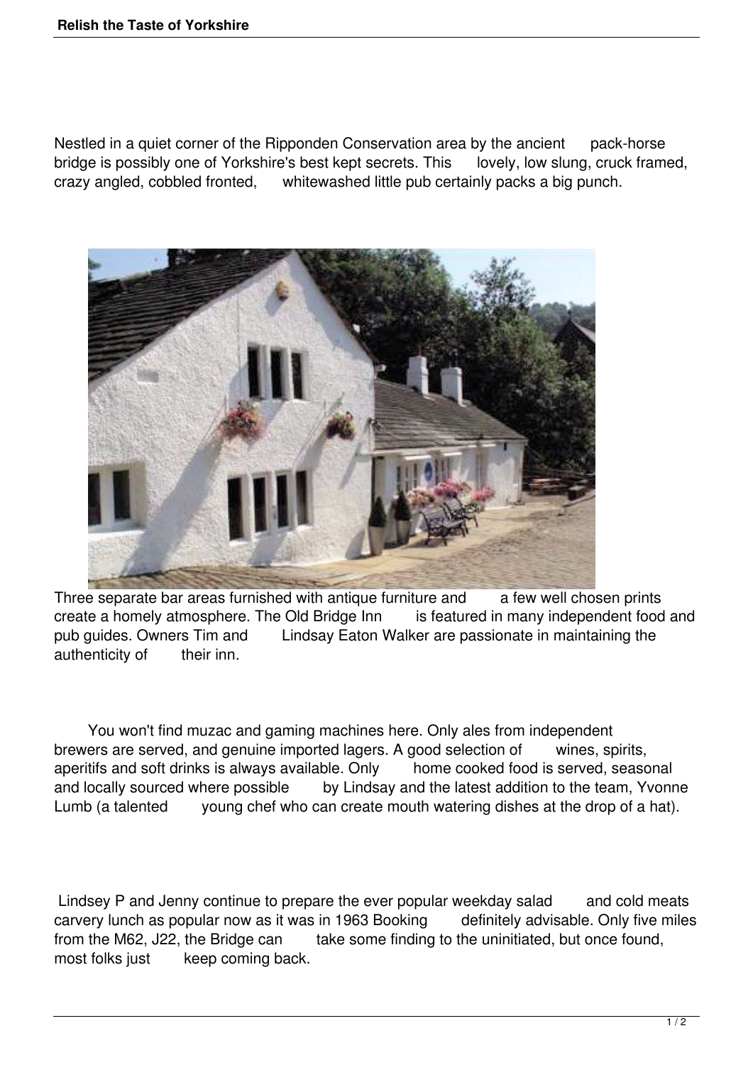Nestled in a quiet corner of the Ripponden Conservation area by the ancient pack-horse bridge is possibly one of Yorkshire's best kept secrets. This lovely, low slung, cruck framed, crazy angled, cobbled fronted, whitewashed little pub certainly packs a big punch.

Three separate bar areas furnished with antique furniture and a few well chosen prints create a homely atmosphere. The Old Bridge Inn is featured in many independent food and pub guides. Owners Tim and Lindsay Eaton Walker are passionate in maintaining the authenticity of their inn.

You won't find muzac and gaming machines here. Only ales from independent brewers are served, and genuine imported lagers. A good selection of wines, spirits, aperitifs and soft drinks is always available. Only home cooked food is served, seasonal and locally sourced where possible by Lindsay and the latest addition to the team, Yvonne Lumb (a talented young chef who can create mouth watering dishes at the drop of a hat).

Lindsey P and Jenny continue to prepare the ever popular weekday salad and cold meats carvery lunch as popular now as it was in 1963 Booking definitely advisable. Only five miles from the M62, J22, the Bridge can take some finding to the uninitiated, but once found, most folks just keep coming back.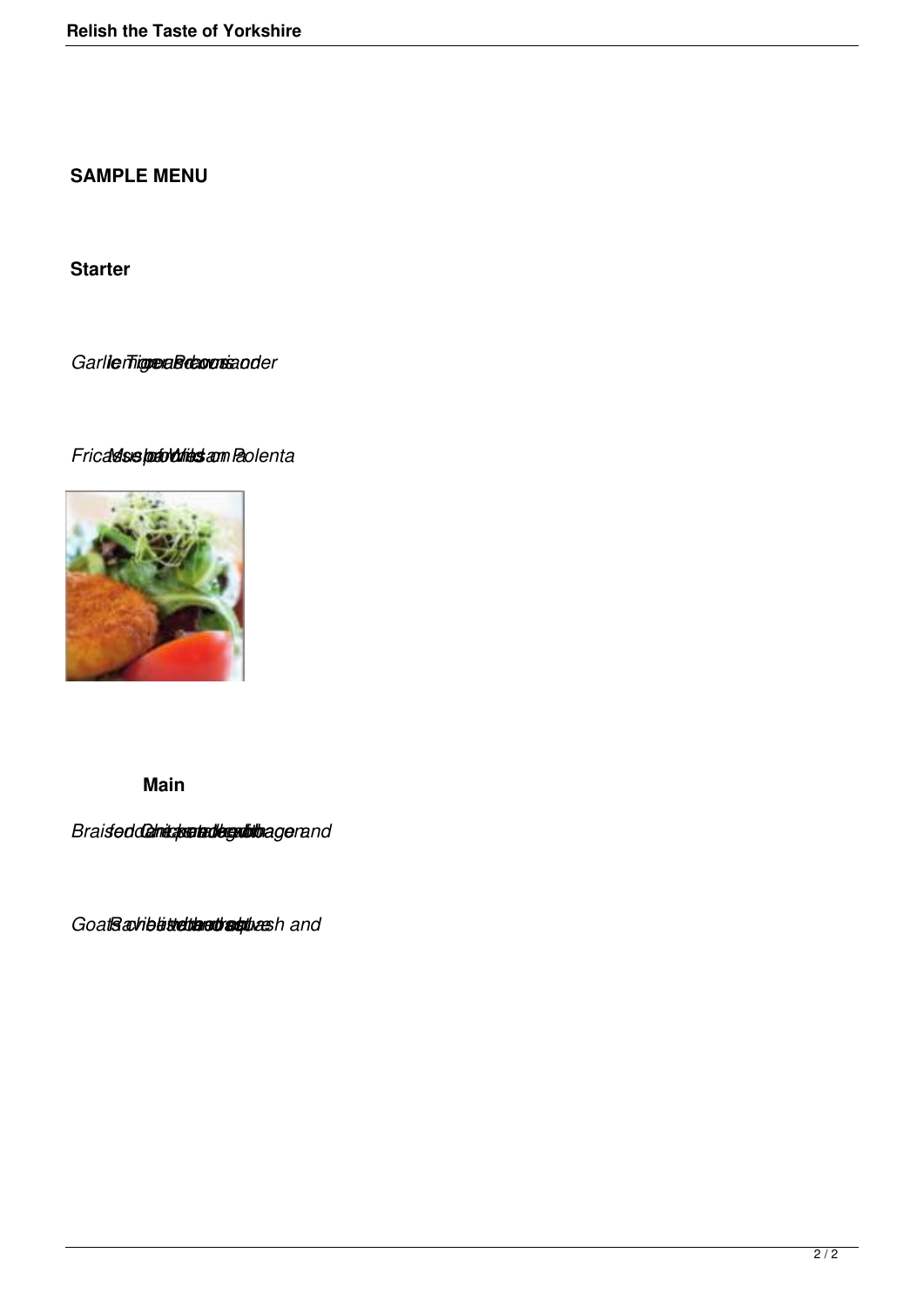## SAMPLE MENU

### Starter

*Garlic Tiger Prawns lemon and coriander*

*Fricassee of Wild Mushrooms on Polenta*

### Main

*Braised Chicken fondant potato, cabbage and*

*Goats cheese Ravioli with roasted butternut squash and*